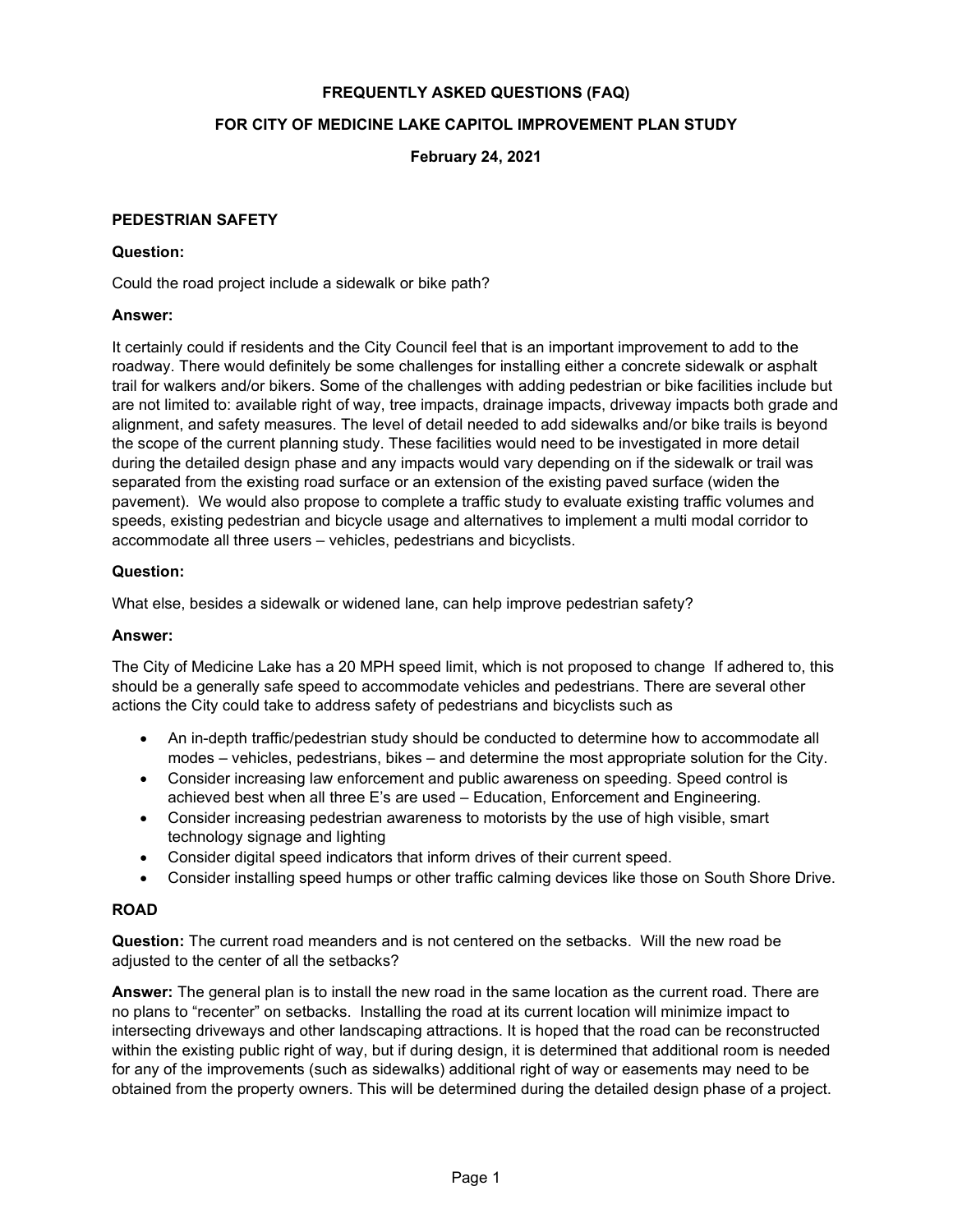# FREQUENTLY ASKED QUESTIONS (FAQ)

## FOR CITY OF MEDICINE LAKE CAPITOL IMPROVEMENT PLAN STUDY

**February 24, 2021**

### PEDESTRIAN SAFETY

**Question:**

Could the road project include a sidewalk or bike path?

**Answer:**

It certainly could if residents and the City Council feel that is an important improvement to add to the roadway. There would definitely be some challenges for installing either a concrete sidewalk or asphalt trail for walkers and/or bikers. Some of the challenges with adding pedestrian or bike facilities include but are not limited to: available right of way, tree impacts, drainage impacts, driveway impacts both grade and alignment, and safety measures. The level of detail needed to add sidewalks and/or bike trails is beyond the scope of the current planning study. These facilities would need to be investigated in more detail during the detailed design phase and any impacts would vary depending on if the sidewalk or trail was separated from the existing road surface or an extension of the existing paved surface (widen the pavement). We would also propose to complete a traffic study to evaluate existing traffic volumes and speeds, existing pedestrian and bicycle usage and alternatives to implement a multi modal corridor to accommodate all three users – vehicles, pedestrians and bicyclists.

**Question:**

What else, besides a sidewalk or widened lane, can help improve pedestrian safety?

**Answer:**

The City of Medicine Lake has a 20 MPH speed limit, which is not proposed to change If adhered to, this should be a generally safe speed to accommodate vehicles and pedestrians. There are several other actions the City could take to address safety of pedestrians and bicyclists such as

- An in-depth traffic/pedestrian study should be conducted to determine how to accommodate all modes – vehicles, pedestrians, bikes – and determine the most appropriate solution for the City.
- Consider increasing law enforcement and public awareness on speeding. Speed control is achieved best when all three E's are used – Education, Enforcement and Engineering.
- Consider increasing pedestrian awareness to motorists by the use of high visible, smart technology signage and lighting
- Consider digital speed indicators that inform drives of their current speed.
- Consider installing speed humps or other traffic calming devices like those on South Shore Drive.

### ROAD

**Question:** The current road meanders and is not centered on the setbacks. Will the new road be adjusted to the center of all the setbacks?

**Answer:** The general plan is to install the new road in the same location as the current road. There are no plans to "recenter" on setbacks. Installing the road at its current location will minimize impact to intersecting driveways and other landscaping attractions. It is hoped that the road can be reconstructed within the existing public right of way, but if during design, it is determined that additional room is needed for any of the improvements (such as sidewalks) additional right of way or easements may need to be obtained from the property owners. This will be determined during the detailed design phase of a project.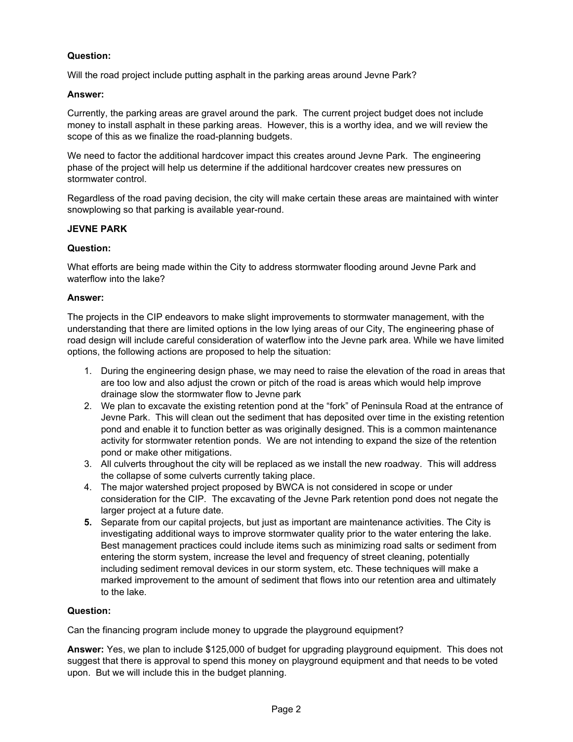**Question:**

Will the road project include putting asphalt in the parking areas around Jevne Park?

**Answer:**

Currently, the parking areas are gravel around the park. The current project budget does not include money to install asphalt in these parking areas. However, this is a worthy idea, and we will review the scope of this as we finalize the road-planning budgets.

We need to factor the additional hardcover impact this creates around Jevne Park. The engineering phase of the project will help us determine if the additional hardcover creates new pressures on stormwater control.

Regardless of the road paving decision, the city will make certain these areas are maintained with winter snowplowing so that parking is available year-round.

**JEVNE PARK**

**Question:**

What efforts are being made within the City to address stormwater flooding around Jevne Park and waterflow into the lake?

**Answer:**

The projects in the CIP endeavors to make slight improvements to stormwater management, with the understanding that there are limited options in the low lying areas of our City, The engineering phase of road design will include careful consideration of waterflow into the Jevne park area. While we have limited options, the following actions are proposed to help the situation:

1. During the engineering design phase, we may need to raise the elevation of the road in areas that are too low and also adjust the crown or pitch of the road is areas which would help improve drainage slow the stormwater flow to Jevne park
2. We plan to excavate the existing retention pond at the "fork" of Peninsula Road at the entrance of Jevne Park. This will clean out the sediment that has deposited over time in the existing retention pond and enable it to function better as was originally designed. This is a common maintenance activity for stormwater retention ponds. We are not intending to expand the size of the retention pond or make other mitigations.
3. All culverts throughout the city will be replaced as we install the new roadway. This will address the collapse of some culverts currently taking place.
4. The major watershed project proposed by BWCA is not considered in scope or under consideration for the CIP. The excavating of the Jevne Park retention pond does not negate the larger project at a future date.
5. Separate from our capital projects, but just as important are maintenance activities. The City is investigating additional ways to improve stormwater quality prior to the water entering the lake. Best management practices could include items such as minimizing road salts or sediment from entering the storm system, increase the level and frequency of street cleaning, potentially including sediment removal devices in our storm system, etc. These techniques will make a marked improvement to the amount of sediment that flows into our retention area and ultimately to the lake.

**Question:**

Can the financing program include money to upgrade the playground equipment?

**Answer:** Yes, we plan to include $125,000 of budget for upgrading playground equipment. This does not suggest that there is approval to spend this money on playground equipment and that needs to be voted upon. But we will include this in the budget planning.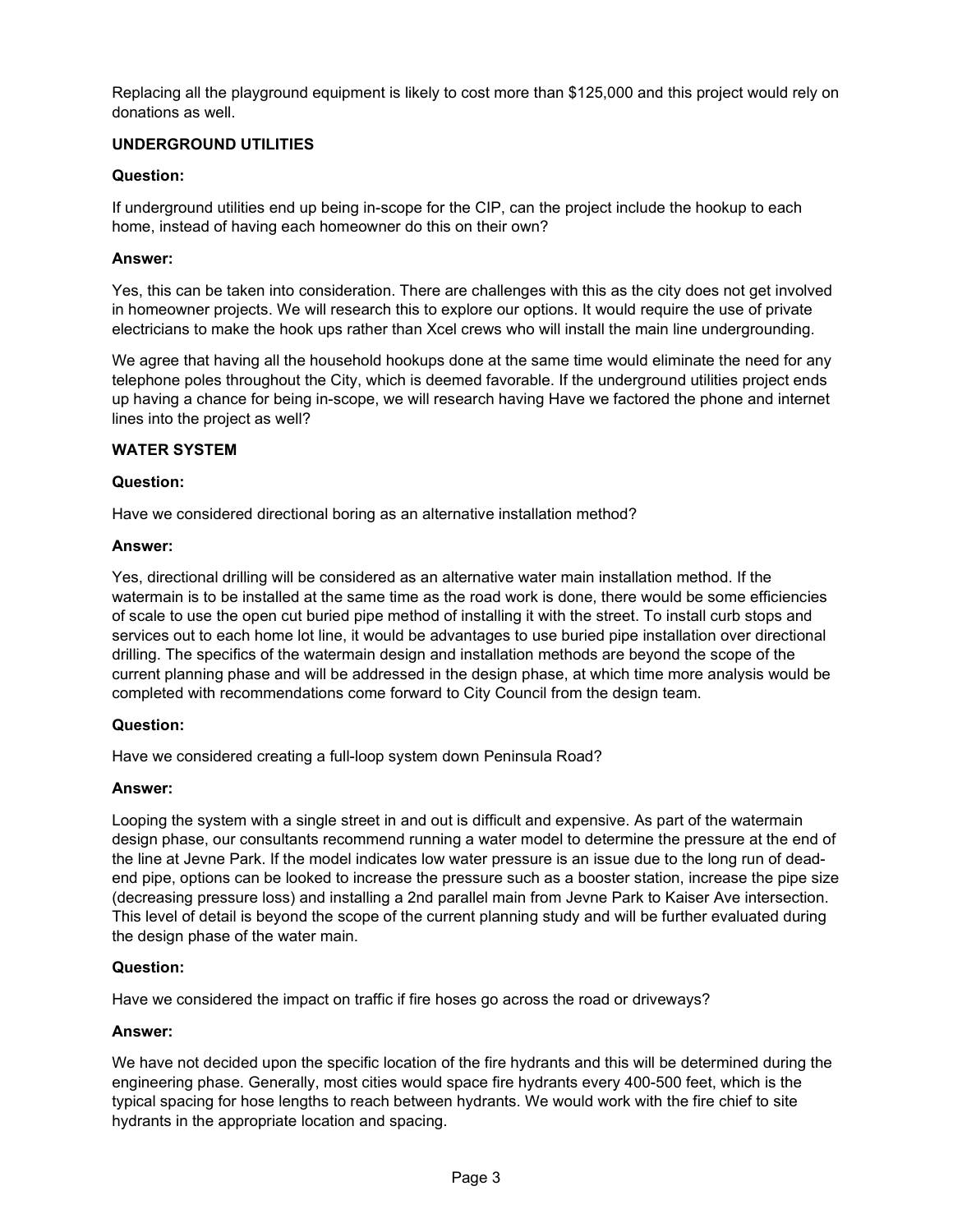Replacing all the playground equipment is likely to cost more than $125,000 and this project would rely on donations as well.

**UNDERGROUND UTILITIES**

**Question:**

If underground utilities end up being in-scope for the CIP, can the project include the hookup to each home, instead of having each homeowner do this on their own?

**Answer:**

Yes, this can be taken into consideration. There are challenges with this as the city does not get involved in homeowner projects. We will research this to explore our options. It would require the use of private electricians to make the hook ups rather than Xcel crews who will install the main line undergrounding.

We agree that having all the household hookups done at the same time would eliminate the need for any telephone poles throughout the City, which is deemed favorable. If the underground utilities project ends up having a chance for being in-scope, we will research having Have we factored the phone and internet lines into the project as well?

**WATER SYSTEM**

**Question:**

Have we considered directional boring as an alternative installation method?

**Answer:**

Yes, directional drilling will be considered as an alternative water main installation method. If the watermain is to be installed at the same time as the road work is done, there would be some efficiencies of scale to use the open cut buried pipe method of installing it with the street. To install curb stops and services out to each home lot line, it would be advantages to use buried pipe installation over directional drilling. The specifics of the watermain design and installation methods are beyond the scope of the current planning phase and will be addressed in the design phase, at which time more analysis would be completed with recommendations come forward to City Council from the design team.

**Question:**

Have we considered creating a full-loop system down Peninsula Road?

**Answer:**

Looping the system with a single street in and out is difficult and expensive. As part of the watermain design phase, our consultants recommend running a water model to determine the pressure at the end of the line at Jevne Park. If the model indicates low water pressure is an issue due to the long run of dead-end pipe, options can be looked to increase the pressure such as a booster station, increase the pipe size (decreasing pressure loss) and installing a 2nd parallel main from Jevne Park to Kaiser Ave intersection. This level of detail is beyond the scope of the current planning study and will be further evaluated during the design phase of the water main.

**Question:**

Have we considered the impact on traffic if fire hoses go across the road or driveways?

**Answer:**

We have not decided upon the specific location of the fire hydrants and this will be determined during the engineering phase. Generally, most cities would space fire hydrants every 400-500 feet, which is the typical spacing for hose lengths to reach between hydrants. We would work with the fire chief to site hydrants in the appropriate location and spacing.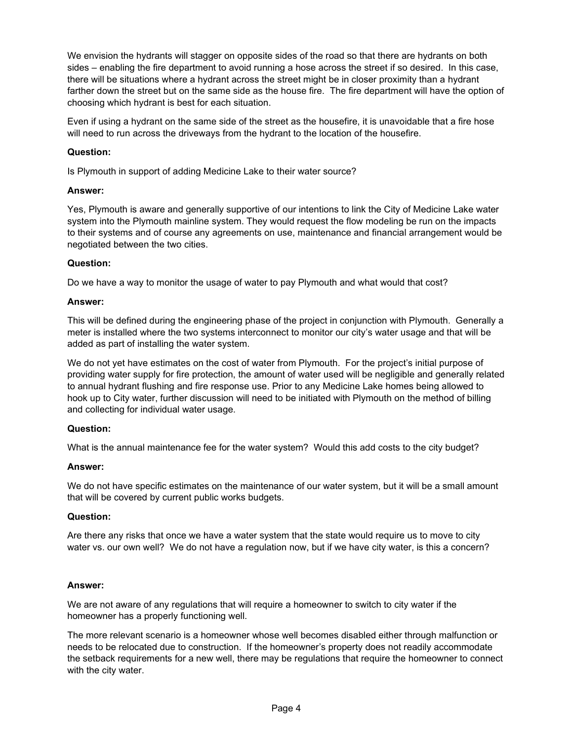We envision the hydrants will stagger on opposite sides of the road so that there are hydrants on both sides – enabling the fire department to avoid running a hose across the street if so desired. In this case, there will be situations where a hydrant across the street might be in closer proximity than a hydrant farther down the street but on the same side as the house fire. The fire department will have the option of choosing which hydrant is best for each situation.

Even if using a hydrant on the same side of the street as the housefire, it is unavoidable that a fire hose will need to run across the driveways from the hydrant to the location of the housefire.

**Question:**

Is Plymouth in support of adding Medicine Lake to their water source?

**Answer:**

Yes, Plymouth is aware and generally supportive of our intentions to link the City of Medicine Lake water system into the Plymouth mainline system. They would request the flow modeling be run on the impacts to their systems and of course any agreements on use, maintenance and financial arrangement would be negotiated between the two cities.

**Question:**

Do we have a way to monitor the usage of water to pay Plymouth and what would that cost?

**Answer:**

This will be defined during the engineering phase of the project in conjunction with Plymouth. Generally a meter is installed where the two systems interconnect to monitor our city's water usage and that will be added as part of installing the water system.

We do not yet have estimates on the cost of water from Plymouth. For the project's initial purpose of providing water supply for fire protection, the amount of water used will be negligible and generally related to annual hydrant flushing and fire response use. Prior to any Medicine Lake homes being allowed to hook up to City water, further discussion will need to be initiated with Plymouth on the method of billing and collecting for individual water usage.

**Question:**

What is the annual maintenance fee for the water system? Would this add costs to the city budget?

**Answer:**

We do not have specific estimates on the maintenance of our water system, but it will be a small amount that will be covered by current public works budgets.

**Question:**

Are there any risks that once we have a water system that the state would require us to move to city water vs. our own well? We do not have a regulation now, but if we have city water, is this a concern?

**Answer:**

We are not aware of any regulations that will require a homeowner to switch to city water if the homeowner has a properly functioning well.

The more relevant scenario is a homeowner whose well becomes disabled either through malfunction or needs to be relocated due to construction. If the homeowner's property does not readily accommodate the setback requirements for a new well, there may be regulations that require the homeowner to connect with the city water.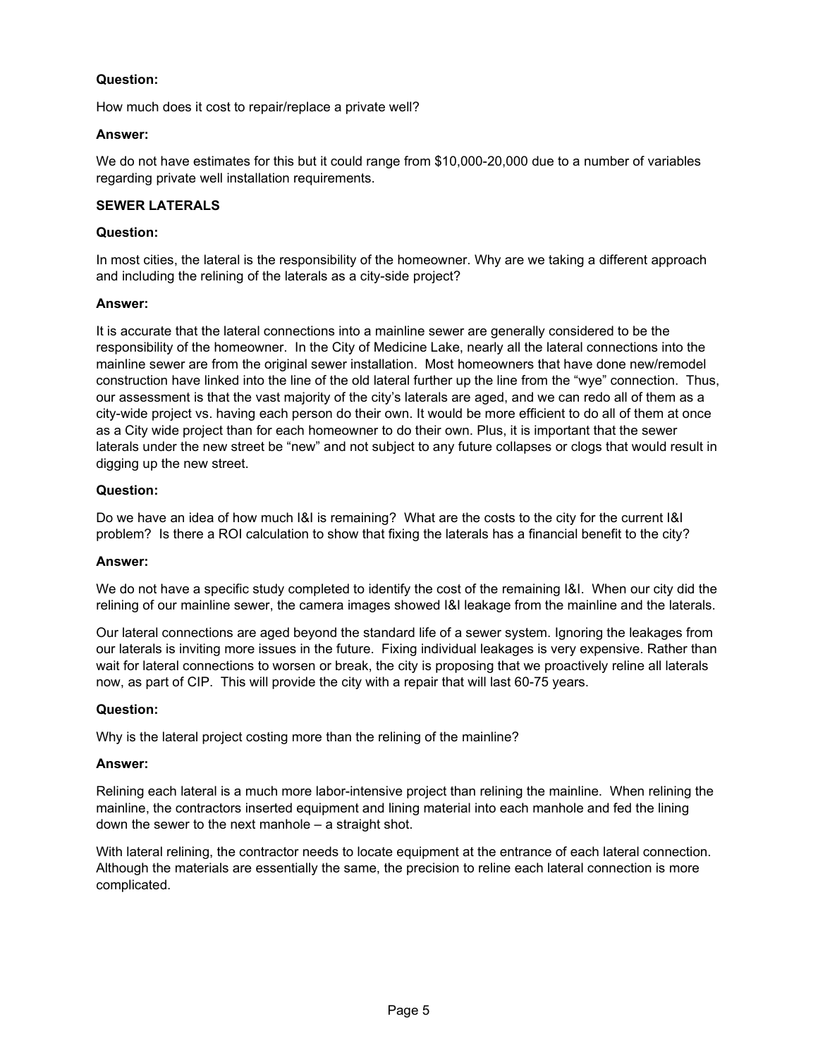**Question:**

How much does it cost to repair/replace a private well?

**Answer:**

We do not have estimates for this but it could range from $10,000-20,000 due to a number of variables regarding private well installation requirements.

**SEWER LATERALS**

**Question:**

In most cities, the lateral is the responsibility of the homeowner. Why are we taking a different approach and including the relining of the laterals as a city-side project?

**Answer:**

It is accurate that the lateral connections into a mainline sewer are generally considered to be the responsibility of the homeowner. In the City of Medicine Lake, nearly all the lateral connections into the mainline sewer are from the original sewer installation. Most homeowners that have done new/remodel construction have linked into the line of the old lateral further up the line from the "wye" connection. Thus, our assessment is that the vast majority of the city's laterals are aged, and we can redo all of them as a city-wide project vs. having each person do their own. It would be more efficient to do all of them at once as a City wide project than for each homeowner to do their own. Plus, it is important that the sewer laterals under the new street be "new" and not subject to any future collapses or clogs that would result in digging up the new street.

**Question:**

Do we have an idea of how much I&I is remaining? What are the costs to the city for the current I&I problem? Is there a ROI calculation to show that fixing the laterals has a financial benefit to the city?

**Answer:**

We do not have a specific study completed to identify the cost of the remaining I&I. When our city did the relining of our mainline sewer, the camera images showed I&I leakage from the mainline and the laterals.

Our lateral connections are aged beyond the standard life of a sewer system. Ignoring the leakages from our laterals is inviting more issues in the future. Fixing individual leakages is very expensive. Rather than wait for lateral connections to worsen or break, the city is proposing that we proactively reline all laterals now, as part of CIP. This will provide the city with a repair that will last 60-75 years.

**Question:**

Why is the lateral project costing more than the relining of the mainline?

**Answer:**

Relining each lateral is a much more labor-intensive project than relining the mainline. When relining the mainline, the contractors inserted equipment and lining material into each manhole and fed the lining down the sewer to the next manhole – a straight shot.

With lateral relining, the contractor needs to locate equipment at the entrance of each lateral connection. Although the materials are essentially the same, the precision to reline each lateral connection is more complicated.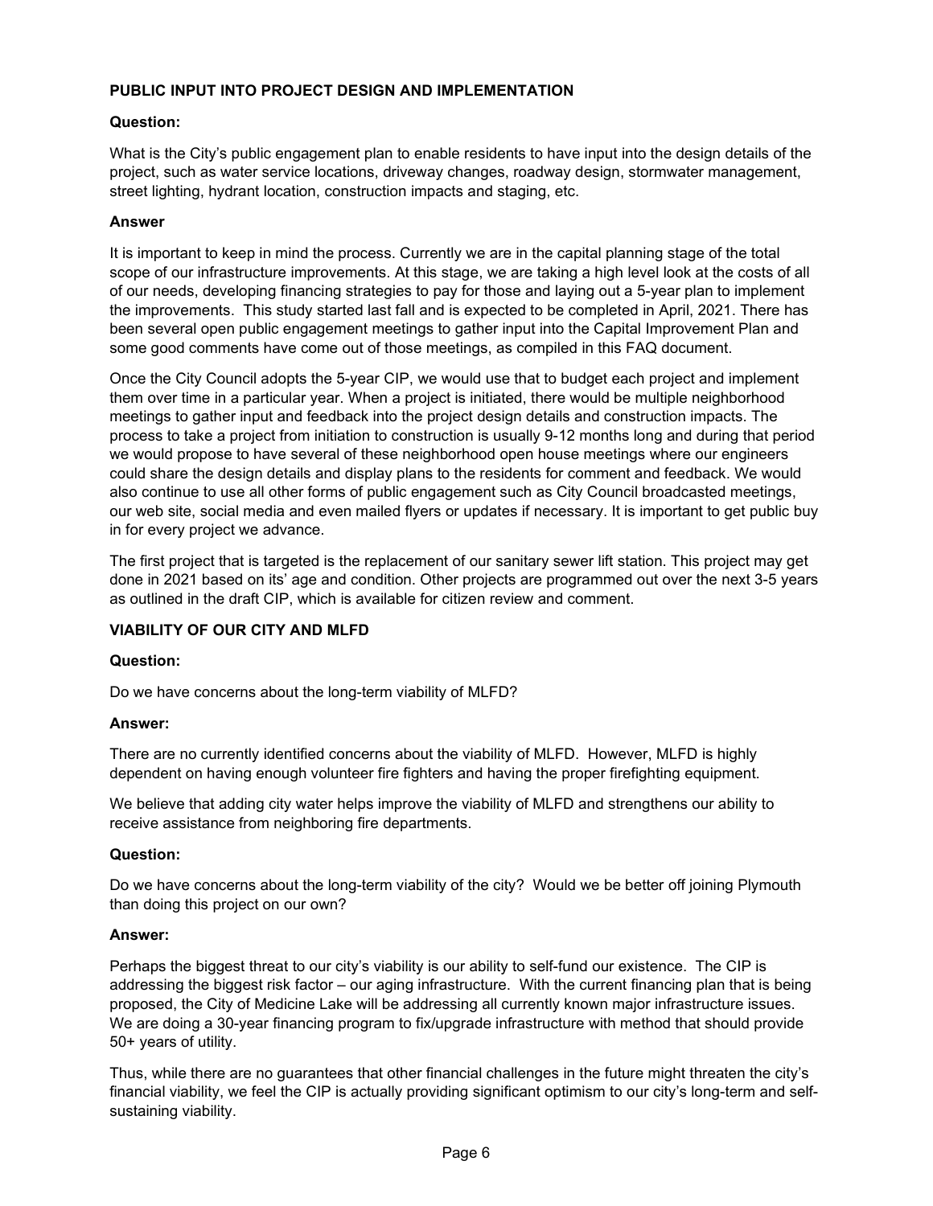## PUBLIC INPUT INTO PROJECT DESIGN AND IMPLEMENTATION

**Question:**

What is the City's public engagement plan to enable residents to have input into the design details of the project, such as water service locations, driveway changes, roadway design, stormwater management, street lighting, hydrant location, construction impacts and staging, etc.

**Answer**

It is important to keep in mind the process. Currently we are in the capital planning stage of the total scope of our infrastructure improvements. At this stage, we are taking a high level look at the costs of all of our needs, developing financing strategies to pay for those and laying out a 5-year plan to implement the improvements. This study started last fall and is expected to be completed in April, 2021. There has been several open public engagement meetings to gather input into the Capital Improvement Plan and some good comments have come out of those meetings, as compiled in this FAQ document.

Once the City Council adopts the 5-year CIP, we would use that to budget each project and implement them over time in a particular year. When a project is initiated, there would be multiple neighborhood meetings to gather input and feedback into the project design details and construction impacts. The process to take a project from initiation to construction is usually 9-12 months long and during that period we would propose to have several of these neighborhood open house meetings where our engineers could share the design details and display plans to the residents for comment and feedback. We would also continue to use all other forms of public engagement such as City Council broadcasted meetings, our web site, social media and even mailed flyers or updates if necessary. It is important to get public buy in for every project we advance.

The first project that is targeted is the replacement of our sanitary sewer lift station. This project may get done in 2021 based on its' age and condition. Other projects are programmed out over the next 3-5 years as outlined in the draft CIP, which is available for citizen review and comment.

## VIABILITY OF OUR CITY AND MLFD

**Question:**

Do we have concerns about the long-term viability of MLFD?

**Answer:**

There are no currently identified concerns about the viability of MLFD. However, MLFD is highly dependent on having enough volunteer fire fighters and having the proper firefighting equipment.

We believe that adding city water helps improve the viability of MLFD and strengthens our ability to receive assistance from neighboring fire departments.

**Question:**

Do we have concerns about the long-term viability of the city? Would we be better off joining Plymouth than doing this project on our own?

**Answer:**

Perhaps the biggest threat to our city's viability is our ability to self-fund our existence. The CIP is addressing the biggest risk factor – our aging infrastructure. With the current financing plan that is being proposed, the City of Medicine Lake will be addressing all currently known major infrastructure issues. We are doing a 30-year financing program to fix/upgrade infrastructure with method that should provide 50+ years of utility.

Thus, while there are no guarantees that other financial challenges in the future might threaten the city's financial viability, we feel the CIP is actually providing significant optimism to our city's long-term and self-sustaining viability.